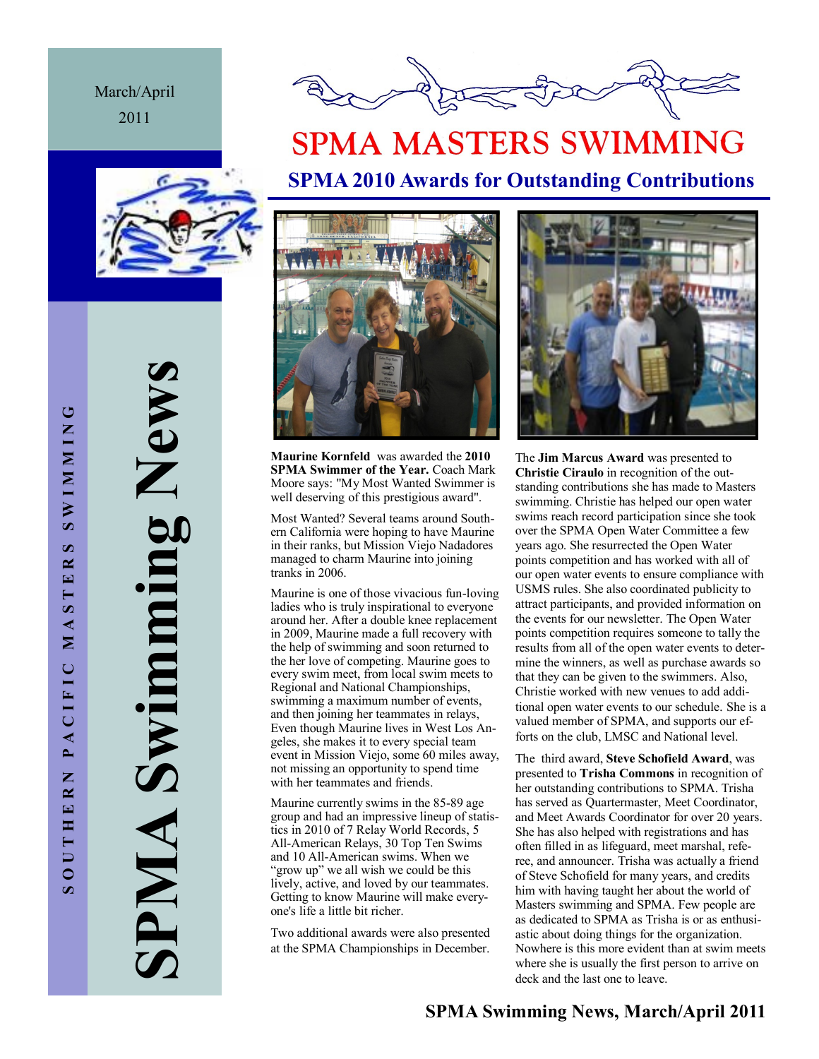March/April 2011

SOUTHERN PACIFIC MASTERS SWIMMING

# SPMA Swimming News

# SPMA MASTERS SWIMMING

## SPMA 2010 Awards for Outstanding Contributions

**Maurine Kornfeld** was awarded the **2010 SPMA Swimmer of the Year.** Coach Mark Moore says: "My Most Wanted Swimmer is well deserving of this prestigious award".

Most Wanted? Several teams around Southern California were hoping to have Maurine in their ranks, but Mission Viejo Nadadores managed to charm Maurine into joining tranks in 2006.

Maurine is one of those vivacious fun-loving ladies who is truly inspirational to everyone around her. After a double knee replacement in 2009, Maurine made a full recovery with the help of swimming and soon returned to the her love of competing. Maurine goes to every swim meet, from local swim meets to Regional and National Championships, swimming a maximum number of events, and then joining her teammates in relays, Even though Maurine lives in West Los Angeles, she makes it to every special team event in Mission Viejo, some 60 miles away, not missing an opportunity to spend time with her teammates and friends.

Maurine currently swims in the 85-89 age group and had an impressive lineup of statistics in 2010 of 7 Relay World Records, 5 All-American Relays, 30 Top Ten Swims and 10 All-American swims. When we "grow up" we all wish we could be this lively, active, and loved by our teammates. Getting to know Maurine will make everyone's life a little bit richer.

Two additional awards were also presented at the SPMA Championships in December.

The **Jim Marcus Award** was presented to **Christie Ciraulo** in recognition of the outstanding contributions she has made to Masters swimming. Christie has helped our open water swims reach record participation since she took over the SPMA Open Water Committee a few years ago. She resurrected the Open Water points competition and has worked with all of our open water events to ensure compliance with USMS rules. She also coordinated publicity to attract participants, and provided information on the events for our newsletter. The Open Water points competition requires someone to tally the results from all of the open water events to determine the winners, as well as purchase awards so that they can be given to the swimmers. Also, Christie worked with new venues to add additional open water events to our schedule. She is a valued member of SPMA, and supports our efforts on the club, LMSC and National level.

The third award, **Steve Schofield Award**, was presented to **Trisha Commons** in recognition of her outstanding contributions to SPMA. Trisha has served as Quartermaster, Meet Coordinator, and Meet Awards Coordinator for over 20 years. She has also helped with registrations and has often filled in as lifeguard, meet marshal, referee, and announcer. Trisha was actually a friend of Steve Schofield for many years, and credits him with having taught her about the world of Masters swimming and SPMA. Few people are as dedicated to SPMA as Trisha is or as enthusiastic about doing things for the organization. Nowhere is this more evident than at swim meets where she is usually the first person to arrive on deck and the last one to leave.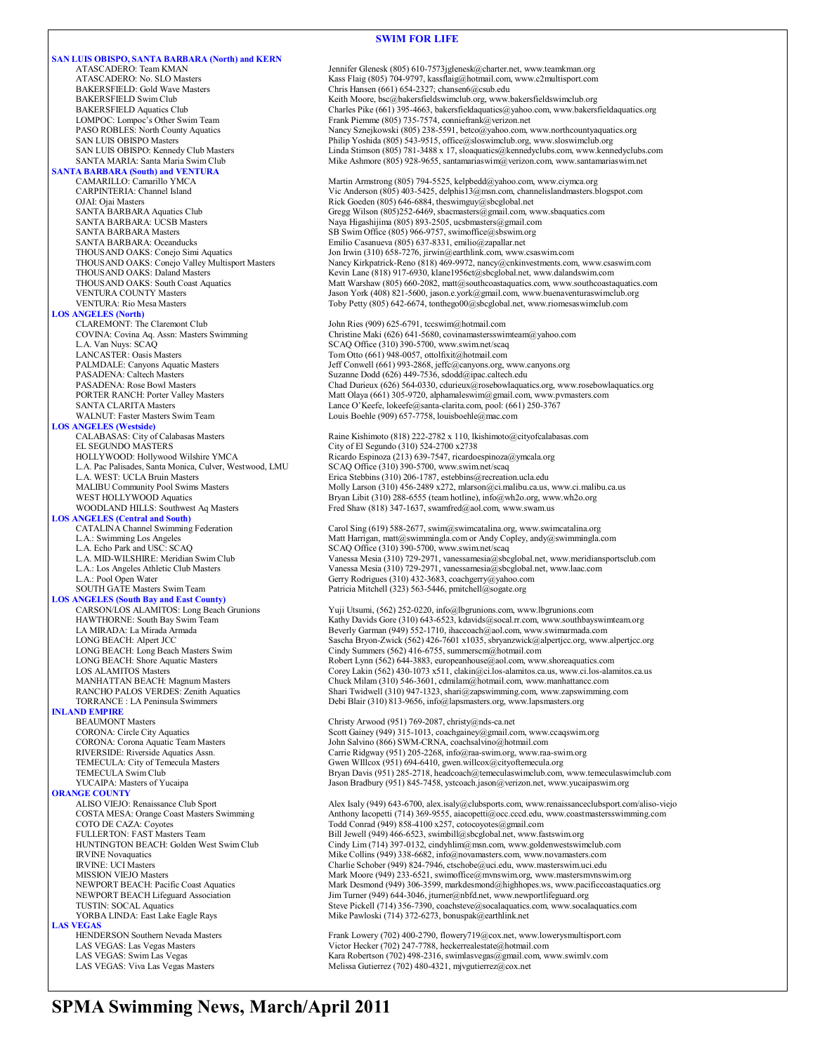## SWIM FOR LIFE

### SAN LUIS OBISPO, SANTA BARBARA (North) and KERN

| | |
|---|---|
| ATASCADERO: Team KMAN | Jennifer Glenesk (805) 610-7573jglenesk@charter.net, www.teamkman.org |
| ATASCADERO: No. SLO Masters | Kass Flaig (805) 704-9797, kassflaig@hotmail.com, www.c2multisport.com |
| BAKERSFIELD: Gold Wave Masters | Chris Hansen (661) 654-2327; chansen6@csub.edu |
| BAKERSFIELD Swim Club | Keith Moore, bsc@bakersfieldswimclub.org, www.bakersfieldswimclub.org |
| BAKERSFIELD Aquatics Club | Charles Pike (661) 395-4663, bakersfieldaquatics@yahoo.com, www.bakersfieldaquatics.org |
| LOMPOC: Lompoc's Other Swim Team | Frank Piemme (805) 735-7574, conniefrank@verizon.net |
| PASO ROBLES: North County Aquatics | Nancy Sznejkowski (805) 238-5591, betco@yahoo.com, www.northcountyaquatics.org |
| SAN LUIS OBISPO Masters | Philip Yoshida (805) 543-9515, office@sloswimclub.org, www.sloswimclub.org |
| SAN LUIS OBISPO: Kennedy Club Masters | Linda Stimson (805) 781-3488 x 17, sloaquatics@kennedyclubs.com, www.kennedyclubs.com |
| SANTA MARIA: Santa Maria Swim Club | Mike Ashmore (805) 928-9655, santamariaswim@verizon.com, www.santamariaswim.net |

### SANTA BARBARA (South) and VENTURA

| | |
|---|---|
| CAMARILLO: Camarillo YMCA | Martin Armstrong (805) 794-5525, kelpbedd@yahoo.com, www.ciymca.org |
| CARPINTERIA: Channel Island | Vic Anderson (805) 403-5425, delphis13@msn.com, channelislandmasters.blogspot.com |
| OJAI: Ojai Masters | Rick Goeden (805) 646-6884, theswimguy@sbcglobal.net |
| SANTA BARBARA Aquatics Club | Gregg Wilson (805)252-6469, sbacmasters@gmail.com, www.sbaquatics.com |
| SANTA BARBARA: UCSB Masters | Naya Higashijima (805) 893-2505, ucsbmasters@gmail.com |
| SANTA BARBARA Masters | SB Swim Office (805) 966-9757, swimoffice@sbswim.org |
| SANTA BARBARA: Oceanducks | Emilio Casanueva (805) 637-8331, emilio@zapallar.net |
| THOUSAND OAKS: Conejo Simi Aquatics | Jon Irwin (310) 658-7276, jirwin@earthlink.com, www.csaswim.com |
| THOUSAND OAKS: Conejo Valley Multisport Masters | Nancy Kirkpatrick-Reno (818) 469-9972, nancy@cnkinvestments.com, www.csaswim.com |
| THOUSAND OAKS: Daland Masters | Kevin Lane (818) 917-6930, klane1956ct@sbcglobal.net, www.dalandswim.com |
| THOUSAND OAKS: South Coast Aquatics | Matt Warshaw (805) 660-2082, matt@southcoastaquatics.com, www.southcoastaquatics.com |
| VENTURA COUNTY Masters | Jason York (408) 821-5600, jason.e.york@gmail.com, www.buenaventuraswimclub.org |
| VENTURA: Rio Mesa Masters | Toby Petty (805) 642-6674, tonthego00@sbcglobal.net, www.riomesaswimclub.com |

### LOS ANGELES (North)

| | |
|---|---|
| CLAREMONT: The Claremont Club | John Ries (909) 625-6791, tccswim@hotmail.com |
| COVINA: Covina Aq. Assn: Masters Swimming | Christine Maki (626) 641-5680, covinamastersswimteam@yahoo.com |
| L.A. Van Nuys: SCAQ | SCAQ Office (310) 390-5700, www.swim.net/scaq |
| LANCASTER: Oasis Masters | Tom Otto (661) 948-0057, ottolfixit@hotmail.com |
| PALMDALE: Canyons Aquatic Masters | Jeff Conwell (661) 993-2868, jeffc@canyons.org, www.canyons.org |
| PASADENA: Caltech Masters | Suzanne Dodd (626) 449-7536, sdodd@ipac.caltech.edu |
| PASADENA: Rose Bowl Masters | Chad Durieux (626) 564-0330, cdurieux@rosebowlaquatics.org, www.rosebowlaquatics.org |
| PORTER RANCH: Porter Valley Masters | Matt Olaya (661) 305-9720, alphamaleswim@gmail.com, www.pvmasters.com |
| SANTA CLARITA Masters | Lance O'Keefe, lokeefe@santa-clarita.com, pool: (661) 250-3767 |
| WALNUT: Faster Masters Swim Team | Louis Boehle (909) 657-7758, louisboehle@mac.com |

### LOS ANGELES (Westside)

| | |
|---|---|
| CALABASAS: City of Calabasas Masters | Raine Kishimoto (818) 222-2782 x 110, lkishimoto@cityofcalabasas.com |
| EL SEGUNDO MASTERS | City of El Segundo (310) 524-2700 x2738 |
| HOLLYWOOD: Hollywood Wilshire YMCA | Ricardo Espinoza (213) 639-7547, ricardoespinoza@ymcala.org |
| L.A. Pac Palisades, Santa Monica, Culver, Westwood, LMU | SCAQ Office (310) 390-5700, www.swim.net/scaq |
| L.A. WEST: UCLA Bruin Masters | Erica Stebbins (310) 206-1787, estebbins@recreation.ucla.edu |
| MALIBU Community Pool Swims Masters | Molly Larson (310) 456-2489 x272, mlarson@ci.malibu.ca.us, www.ci.malibu.ca.us |
| WEST HOLLYWOOD Aquatics | Bryan Libit (310) 288-6555 (team hotline), info@wh2o.org, www.wh2o.org |
| WOODLAND HILLS: Southwest Aq Masters | Fred Shaw (818) 347-1637, swamfred@aol.com, www.swam.us |

### LOS ANGELES (Central and South)

| | |
|---|---|
| CATALINA Channel Swimming Federation | Carol Sing (619) 588-2677, swim@swimcatalina.org, www.swimcatalina.org |
| L.A.: Swimming Los Angeles | Matt Harrigan, matt@swimmingla.com or Andy Copley, andy@swimmingla.com |
| L.A. Echo Park and USC: SCAQ | SCAQ Office (310) 390-5700, www.swim.net/scaq |
| L.A. MID-WILSHIRE: Meridian Swim Club | Vanessa Mesia (310) 729-2971, vanessamesia@sbcglobal.net, www.meridiansportsclub.com |
| L.A.: Los Angeles Athletic Club Masters | Vanessa Mesia (310) 729-2971, vanessamesia@sbcglobal.net, www.laac.com |
| L.A.: Pool Open Water | Gerry Rodrigues (310) 432-3683, coachgerry@yahoo.com |
| SOUTH GATE Masters Swim Team | Patricia Mitchell (323) 563-5446, pmitchell@sogate.org |

### LOS ANGELES (South Bay and East County)

| | |
|---|---|
| CARSON/LOS ALAMITOS: Long Beach Grunions | Yuji Utsumi, (562) 252-0220, info@lbgrunions.com, www.lbgrunions.com |
| HAWTHORNE: South Bay Swim Team | Kathy Davids Gore (310) 643-6523, kdavids@socal.rr.com, www.southbayswimteam.org |
| LA MIRADA: La Mirada Armada | Beverly Garman (949) 552-1710, ihaccoach@aol.com, www.swimarmada.com |
| LONG BEACH: Alpert JCC | Sascha Bryon-Zwick (562) 426-7601 x1035, sbryanzwick@alpertjcc.org, www.alpertjcc.org |
| LONG BEACH: Long Beach Masters Swim | Cindy Summers (562) 416-6755, summerscm@hotmail.com |
| LONG BEACH: Shore Aquatic Masters | Robert Lynn (562) 644-3883, europeanhouse@aol.com, www.shoreaquatics.com |
| LOS ALAMITOS Masters | Corey Lakin (562) 430-1073 x511, clakin@ci.los-alamitos.ca.us, www.ci.los-alamitos.ca.us |
| MANHATTAN BEACH: Magnum Masters | Chuck Milam (310) 546-3601, cdmilam@hotmail.com, www.manhattancc.com |
| RANCHO PALOS VERDES: Zenith Aquatics | Shari Twidwell (310) 947-1323, shari@zapswimming.com, www.zapswimming.com |
| TORRANCE : LA Peninsula Swimmers | Debi Blair (310) 813-9656, info@lapsmasters.org, www.lapsmasters.org |

### INLAND EMPIRE

| | |
|---|---|
| BEAUMONT Masters | Christy Arwood (951) 769-2087, christy@nds-ca.net |
| CORONA: Circle City Aquatics | Scott Gainey (949) 315-1013, coachgainey@gmail.com, www.ccaqswim.org |
| CORONA: Corona Aquatic Team Masters | John Salvino (866) SWM-CRNA, coachsalvino@hotmail.com |
| RIVERSIDE: Riverside Aquatics Assn. | Carrie Ridgway (951) 205-2268, info@raa-swim.org, www.raa-swim.org |
| TEMECULA: City of Temecula Masters | Gwen WIllcox (951) 694-6410, gwen.willcox@cityoftemecula.org |
| TEMECULA Swim Club | Bryan Davis (951) 285-2718, headcoach@temeculaswimclub.com, www.temeculaswimclub.com |
| YUCAIPA: Masters of Yucaipa | Jason Bradbury (951) 845-7458, ystcoach.jason@verizon.net, www.yucaipaswim.org |

### ORANGE COUNTY

| | |
|---|---|
| ALISO VIEJO: Renaissance Club Sport | Alex Isaly (949) 643-6700, alex.isaly@clubsports.com, www.renaissanceclubsport.com/aliso-viejo |
| COSTA MESA: Orange Coast Masters Swimming | Anthony Iacopetti (714) 369-9555, aiacopetti@occ.cccd.edu, www.coastmastersswimming.com |
| COTO DE CAZA: Coyotes | Todd Conrad (949) 858-4100 x257, cotocoyotes@gmail.com |
| FULLERTON: FAST Masters Team | Bill Jewell (949) 466-6523, swimbill@sbcglobal.net, www.fastswim.org |
| HUNTINGTON BEACH: Golden West Swim Club | Cindy Lim (714) 397-0132, cindyhlim@msn.com, www.goldenwestswimclub.com |
| IRVINE Novaquatics | Mike Collins (949) 338-6682, info@novamasters.com, www.novamasters.com |
| IRVINE: UCI Masters | Charlie Schober (949) 824-7946, ctschobe@uci.edu, www.masterswim.uci.edu |
| MISSION VIEJO Masters | Mark Moore (949) 233-6521, swimoffice@mvnswim.org, www.mastersmvnswim.org |
| NEWPORT BEACH: Pacific Coast Aquatics | Mark Desmond (949) 306-3599, markdesmond@highhopes.ws, www.pacificcoastaquatics.org |
| NEWPORT BEACH Lifeguard Association | Jim Turner (949) 644-3046, jturner@nbfd.net, www.newportlifeguard.org |
| TUSTIN: SOCAL Aquatics | Steve Pickell (714) 356-7390, coachsteve@socalaquatics.com, www.socalaquatics.com |
| YORBA LINDA: East Lake Eagle Rays | Mike Pawloski (714) 372-6273, bonuspak@earthlink.net |

### LAS VEGAS

| | |
|---|---|
| HENDERSON Southern Nevada Masters | Frank Lowery (702) 400-2790, flowery719@cox.net, www.lowerysmultisport.com |
| LAS VEGAS: Las Vegas Masters | Victor Hecker (702) 247-7788, heckerrealestate@hotmail.com |
| LAS VEGAS: Swim Las Vegas | Kara Robertson (702) 498-2316, swimlasvegas@gmail.com, www.swimlv.com |
| LAS VEGAS: Viva Las Vegas Masters | Melissa Gutierrez (702) 480-4321, mjvgutierrez@cox.net |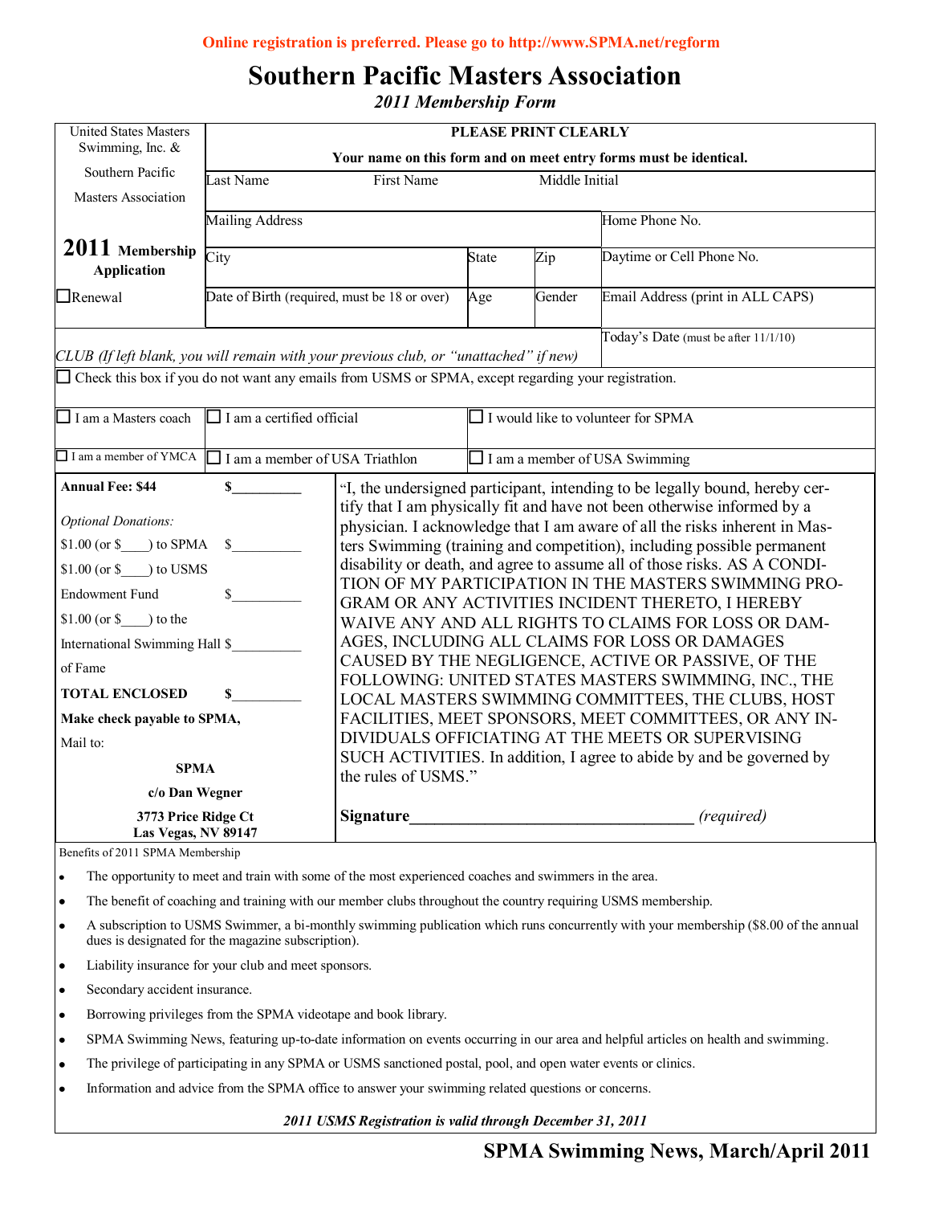**Online registration is preferred. Please go to http://www.SPMA.net/regform**

# Southern Pacific Masters Association

*2011 Membership Form*

| United States Masters Swimming, Inc. & Southern Pacific Masters Association | **PLEASE PRINT CLEARLY** **Your name on this form and on meet entry forms must be identical.** | | | |
|---|---|---|---|---|
| | Last Name | First Name | Middle Initial | |
| **2011 Membership Application** | Mailing Address | | | Home Phone No. |
| | City | State | Zip | Daytime or Cell Phone No. |
| ☐Renewal | Date of Birth (required, must be 18 or over) | Age | Gender | Email Address (print in ALL CAPS) |
| *CLUB (If left blank, you will remain with your previous club, or "unattached" if new)* | | | | Today's Date (must be after 11/1/10) |

☐ Check this box if you do not want any emails from USMS or SPMA, except regarding your registration.

| | | |
|---|---|---|
| ☐ I am a Masters coach | ☐ I am a certified official | ☐ I would like to volunteer for SPMA |
| ☐ I am a member of YMCA | ☐ I am a member of USA Triathlon | ☐ I am a member of USA Swimming |

**Annual Fee: $44** **$\_\_\_\_\_\_\_\_\_**

*Optional Donations:*

$1.00 (or $\_\_\_\_) to SPMA $\_\_\_\_\_\_\_\_\_

$1.00 (or $\_\_\_\_) to USMS Endowment Fund $\_\_\_\_\_\_\_\_\_

$1.00 (or $\_\_\_\_) to the International Swimming Hall of Fame $\_\_\_\_\_\_\_\_\_

**TOTAL ENCLOSED $\_\_\_\_\_\_\_\_\_**

**Make check payable to SPMA,**

Mail to:

**SPMA**
**c/o Dan Wegner**
**3773 Price Ridge Ct**
**Las Vegas, NV 89147**

"I, the undersigned participant, intending to be legally bound, hereby certify that I am physically fit and have not been otherwise informed by a physician. I acknowledge that I am aware of all the risks inherent in Masters Swimming (training and competition), including possible permanent disability or death, and agree to assume all of those risks. AS A CONDITION OF MY PARTICIPATION IN THE MASTERS SWIMMING PROGRAM OR ANY ACTIVITIES INCIDENT THERETO, I HEREBY WAIVE ANY AND ALL RIGHTS TO CLAIMS FOR LOSS OR DAMAGES, INCLUDING ALL CLAIMS FOR LOSS OR DAMAGES CAUSED BY THE NEGLIGENCE, ACTIVE OR PASSIVE, OF THE FOLLOWING: UNITED STATES MASTERS SWIMMING, INC., THE LOCAL MASTERS SWIMMING COMMITTEES, THE CLUBS, HOST FACILITIES, MEET SPONSORS, MEET COMMITTEES, OR ANY INDIVIDUALS OFFICIATING AT THE MEETS OR SUPERVISING SUCH ACTIVITIES. In addition, I agree to abide by and be governed by the rules of USMS."

**Signature**\_\_\_\_\_\_\_\_\_\_\_\_\_\_\_\_\_\_\_\_\_\_\_\_\_\_\_\_\_\_\_\_\_\_ *(required)*

Benefits of 2011 SPMA Membership

- The opportunity to meet and train with some of the most experienced coaches and swimmers in the area.
- The benefit of coaching and training with our member clubs throughout the country requiring USMS membership.
- A subscription to USMS Swimmer, a bi-monthly swimming publication which runs concurrently with your membership ($8.00 of the annual dues is designated for the magazine subscription).
- Liability insurance for your club and meet sponsors.
- Secondary accident insurance.
- Borrowing privileges from the SPMA videotape and book library.
- SPMA Swimming News, featuring up-to-date information on events occurring in our area and helpful articles on health and swimming.
- The privilege of participating in any SPMA or USMS sanctioned postal, pool, and open water events or clinics.
- Information and advice from the SPMA office to answer your swimming related questions or concerns.

***2011 USMS Registration is valid through December 31, 2011***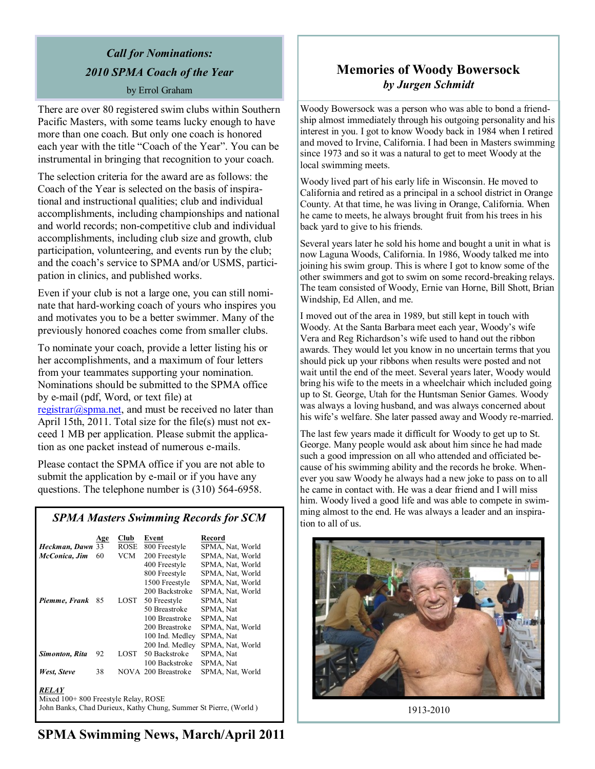## *Call for Nominations: 2010 SPMA Coach of the Year*

by Errol Graham

There are over 80 registered swim clubs within Southern Pacific Masters, with some teams lucky enough to have more than one coach. But only one coach is honored each year with the title "Coach of the Year". You can be instrumental in bringing that recognition to your coach.

The selection criteria for the award are as follows: the Coach of the Year is selected on the basis of inspirational and instructional qualities; club and individual accomplishments, including championships and national and world records; non-competitive club and individual accomplishments, including club size and growth, club participation, volunteering, and events run by the club; and the coach's service to SPMA and/or USMS, participation in clinics, and published works.

Even if your club is not a large one, you can still nominate that hard-working coach of yours who inspires you and motivates you to be a better swimmer. Many of the previously honored coaches come from smaller clubs.

To nominate your coach, provide a letter listing his or her accomplishments, and a maximum of four letters from your teammates supporting your nomination. Nominations should be submitted to the SPMA office by e-mail (pdf, Word, or text file) at registrar@spma.net, and must be received no later than April 15th, 2011. Total size for the file(s) must not exceed 1 MB per application. Please submit the application as one packet instead of numerous e-mails.

Please contact the SPMA office if you are not able to submit the application by e-mail or if you have any questions. The telephone number is (310) 564-6958.

### *SPMA Masters Swimming Records for SCM*

| | Age | Club | Event | Record |
|---|---|---|---|---|
| ***Heckman, Dawn*** | 33 | ROSE | 800 Freestyle | SPMA, Nat, World |
| ***McConica, Jim*** | 60 | VCM | 200 Freestyle | SPMA, Nat, World |
| | | | 400 Freestyle | SPMA, Nat, World |
| | | | 800 Freestyle | SPMA, Nat, World |
| | | | 1500 Freestyle | SPMA, Nat, World |
| | | | 200 Backstroke | SPMA, Nat, World |
| ***Piemme, Frank*** | 85 | LOST | 50 Freestyle | SPMA, Nat |
| | | | 50 Breastroke | SPMA, Nat |
| | | | 100 Breastroke | SPMA, Nat |
| | | | 200 Breastroke | SPMA, Nat, World |
| | | | 100 Ind. Medley | SPMA, Nat |
| | | | 200 Ind. Medley | SPMA, Nat, World |
| ***Simonton, Rita*** | 92 | LOST | 50 Backstroke | SPMA, Nat |
| | | | 100 Backstroke | SPMA, Nat |
| ***West, Steve*** | 38 | NOVA | 200 Breastroke | SPMA, Nat, World |

***RELAY***

Mixed 100+ 800 Freestyle Relay, ROSE

John Banks, Chad Durieux, Kathy Chung, Summer St Pierre, (World )

## Memories of Woody Bowersock

***by Jurgen Schmidt***

Woody Bowersock was a person who was able to bond a friendship almost immediately through his outgoing personality and his interest in you. I got to know Woody back in 1984 when I retired and moved to Irvine, California. I had been in Masters swimming since 1973 and so it was a natural to get to meet Woody at the local swimming meets.

Woody lived part of his early life in Wisconsin. He moved to California and retired as a principal in a school district in Orange County. At that time, he was living in Orange, California. When he came to meets, he always brought fruit from his trees in his back yard to give to his friends.

Several years later he sold his home and bought a unit in what is now Laguna Woods, California. In 1986, Woody talked me into joining his swim group. This is where I got to know some of the other swimmers and got to swim on some record-breaking relays. The team consisted of Woody, Ernie van Horne, Bill Shott, Brian Windship, Ed Allen, and me.

I moved out of the area in 1989, but still kept in touch with Woody. At the Santa Barbara meet each year, Woody's wife Vera and Reg Richardson's wife used to hand out the ribbon awards. They would let you know in no uncertain terms that you should pick up your ribbons when results were posted and not wait until the end of the meet. Several years later, Woody would bring his wife to the meets in a wheelchair which included going up to St. George, Utah for the Huntsman Senior Games. Woody was always a loving husband, and was always concerned about his wife's welfare. She later passed away and Woody re-married.

The last few years made it difficult for Woody to get up to St. George. Many people would ask about him since he had made such a good impression on all who attended and officiated because of his swimming ability and the records he broke. Whenever you saw Woody he always had a new joke to pass on to all he came in contact with. He was a dear friend and I will miss him. Woody lived a good life and was able to compete in swimming almost to the end. He was always a leader and an inspiration to all of us.

1913-2010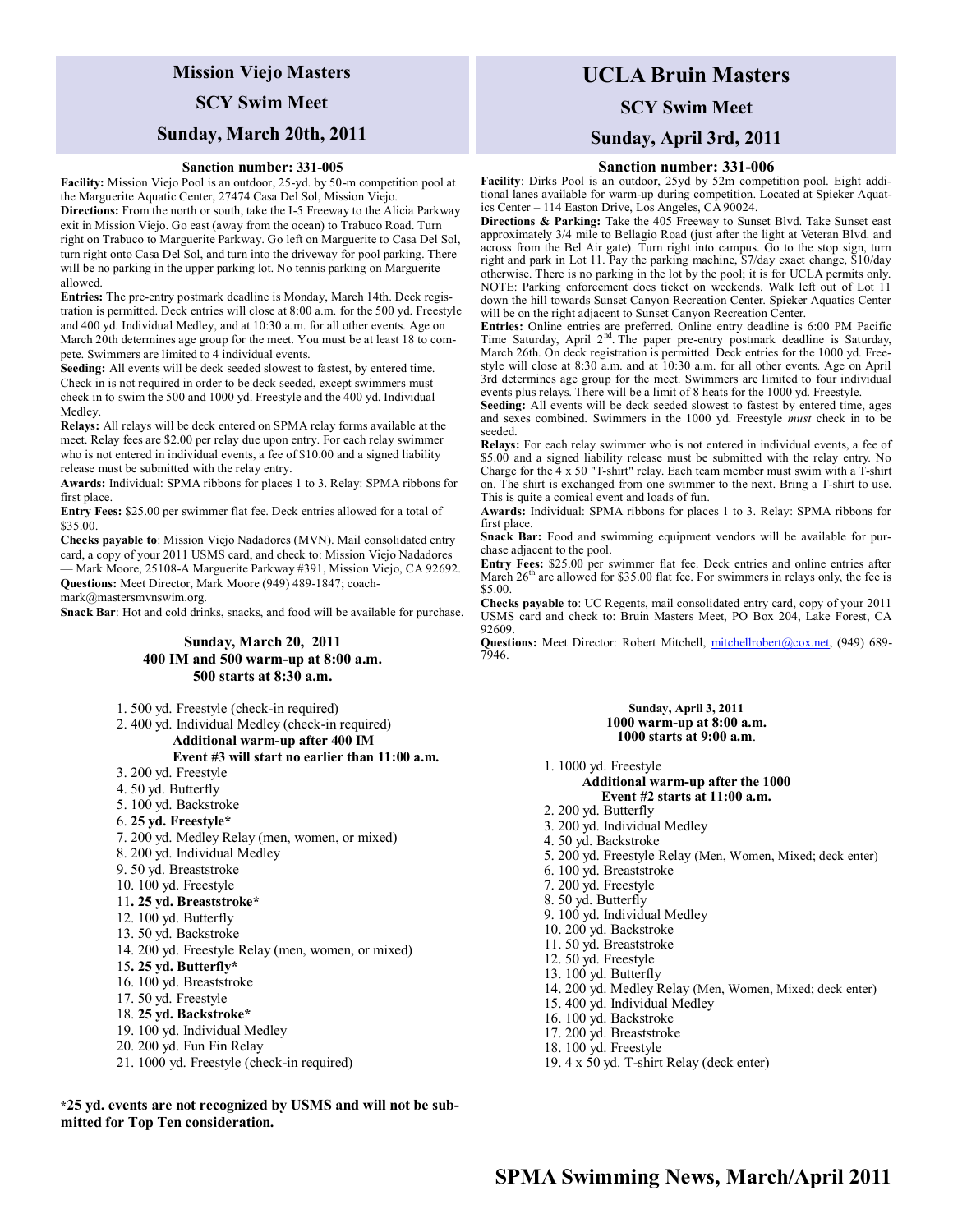# Mission Viejo Masters

## SCY Swim Meet

## Sunday, March 20th, 2011

### Sanction number: 331-005

**Facility:** Mission Viejo Pool is an outdoor, 25-yd. by 50-m competition pool at the Marguerite Aquatic Center, 27474 Casa Del Sol, Mission Viejo.

**Directions:** From the north or south, take the I-5 Freeway to the Alicia Parkway exit in Mission Viejo. Go east (away from the ocean) to Trabuco Road. Turn right on Trabuco to Marguerite Parkway. Go left on Marguerite to Casa Del Sol, turn right onto Casa Del Sol, and turn into the driveway for pool parking. There will be no parking in the upper parking lot. No tennis parking on Marguerite allowed.

**Entries:** The pre-entry postmark deadline is Monday, March 14th. Deck registration is permitted. Deck entries will close at 8:00 a.m. for the 500 yd. Freestyle and 400 yd. Individual Medley, and at 10:30 a.m. for all other events. Age on March 20th determines age group for the meet. You must be at least 18 to compete. Swimmers are limited to 4 individual events.

**Seeding:** All events will be deck seeded slowest to fastest, by entered time. Check in is not required in order to be deck seeded, except swimmers must check in to swim the 500 and 1000 yd. Freestyle and the 400 yd. Individual Medley.

**Relays:** All relays will be deck entered on SPMA relay forms available at the meet. Relay fees are $2.00 per relay due upon entry. For each relay swimmer who is not entered in individual events, a fee of $10.00 and a signed liability release must be submitted with the relay entry.

**Awards:** Individual: SPMA ribbons for places 1 to 3. Relay: SPMA ribbons for first place.

**Entry Fees:** $25.00 per swimmer flat fee. Deck entries allowed for a total of $35.00.

**Checks payable to**: Mission Viejo Nadadores (MVN). Mail consolidated entry card, a copy of your 2011 USMS card, and check to: Mission Viejo Nadadores — Mark Moore, 25108-A Marguerite Parkway #391, Mission Viejo, CA 92692.

**Questions:** Meet Director, Mark Moore (949) 489-1847; coachmark@mastersmvnswim.org.

**Snack Bar**: Hot and cold drinks, snacks, and food will be available for purchase.

**Sunday, March 20, 2011**
**400 IM and 500 warm-up at 8:00 a.m.**
**500 starts at 8:30 a.m.**

1. 500 yd. Freestyle (check-in required)
2. 400 yd. Individual Medley (check-in required)

   **Additional warm-up after 400 IM**
   **Event #3 will start no earlier than 11:00 a.m.**

3. 200 yd. Freestyle
4. 50 yd. Butterfly
5. 100 yd. Backstroke
6. **25 yd. Freestyle***
7. 200 yd. Medley Relay (men, women, or mixed)
8. 200 yd. Individual Medley
9. 50 yd. Breaststroke
10. 100 yd. Freestyle
11. **25 yd. Breaststroke***
12. 100 yd. Butterfly
13. 50 yd. Backstroke
14. 200 yd. Freestyle Relay (men, women, or mixed)
15. **25 yd. Butterfly***
16. 100 yd. Breaststroke
17. 50 yd. Freestyle
18. **25 yd. Backstroke***
19. 100 yd. Individual Medley
20. 200 yd. Fun Fin Relay
21. 1000 yd. Freestyle (check-in required)

***25 yd. events are not recognized by USMS and will not be submitted for Top Ten consideration.**

# UCLA Bruin Masters

## SCY Swim Meet

## Sunday, April 3rd, 2011

### Sanction number: 331-006

**Facility**: Dirks Pool is an outdoor, 25yd by 52m competition pool. Eight additional lanes available for warm-up during competition. Located at Spieker Aquatics Center – 114 Easton Drive, Los Angeles, CA 90024.

**Directions & Parking:** Take the 405 Freeway to Sunset Blvd. Take Sunset east approximately 3/4 mile to Bellagio Road (just after the light at Veteran Blvd. and across from the Bel Air gate). Turn right into campus. Go to the stop sign, turn right and park in Lot 11. Pay the parking machine, $7/day exact change, $10/day otherwise. There is no parking in the lot by the pool; it is for UCLA permits only. NOTE: Parking enforcement does ticket on weekends. Walk left out of Lot 11 down the hill towards Sunset Canyon Recreation Center. Spieker Aquatics Center will be on the right adjacent to Sunset Canyon Recreation Center.

**Entries:** Online entries are preferred. Online entry deadline is 6:00 PM Pacific Time Saturday, April 2nd. The paper pre-entry postmark deadline is Saturday, March 26th. On deck registration is permitted. Deck entries for the 1000 yd. Freestyle will close at 8:30 a.m. and at 10:30 a.m. for all other events. Age on April 3rd determines age group for the meet. Swimmers are limited to four individual events plus relays. There will be a limit of 8 heats for the 1000 yd. Freestyle.

**Seeding:** All events will be deck seeded slowest to fastest by entered time, ages and sexes combined. Swimmers in the 1000 yd. Freestyle *must* check in to be seeded.

**Relays:** For each relay swimmer who is not entered in individual events, a fee of $5.00 and a signed liability release must be submitted with the relay entry. No Charge for the 4 x 50 "T-shirt" relay. Each team member must swim with a T-shirt on. The shirt is exchanged from one swimmer to the next. Bring a T-shirt to use. This is quite a comical event and loads of fun.

**Awards:** Individual: SPMA ribbons for places 1 to 3. Relay: SPMA ribbons for first place.

**Snack Bar:** Food and swimming equipment vendors will be available for purchase adjacent to the pool.

**Entry Fees:** $25.00 per swimmer flat fee. Deck entries and online entries after March 26th are allowed for $35.00 flat fee. For swimmers in relays only, the fee is $5.00.

**Checks payable to**: UC Regents, mail consolidated entry card, copy of your 2011 USMS card and check to: Bruin Masters Meet, PO Box 204, Lake Forest, CA 92609.

**Questions:** Meet Director: Robert Mitchell, mitchellrobert@cox.net, (949) 689-7946.

**Sunday, April 3, 2011**
**1000 warm-up at 8:00 a.m.**
**1000 starts at 9:00 a.m.**

1. 1000 yd. Freestyle

   **Additional warm-up after the 1000**
   **Event #2 starts at 11:00 a.m.**

2. 200 yd. Butterfly
3. 200 yd. Individual Medley
4. 50 yd. Backstroke
5. 200 yd. Freestyle Relay (Men, Women, Mixed; deck enter)
6. 100 yd. Breaststroke
7. 200 yd. Freestyle
8. 50 yd. Butterfly
9. 100 yd. Individual Medley
10. 200 yd. Backstroke
11. 50 yd. Breaststroke
12. 50 yd. Freestyle
13. 100 yd. Butterfly
14. 200 yd. Medley Relay (Men, Women, Mixed; deck enter)
15. 400 yd. Individual Medley
16. 100 yd. Backstroke
17. 200 yd. Breaststroke
18. 100 yd. Freestyle
19. 4 x 50 yd. T-shirt Relay (deck enter)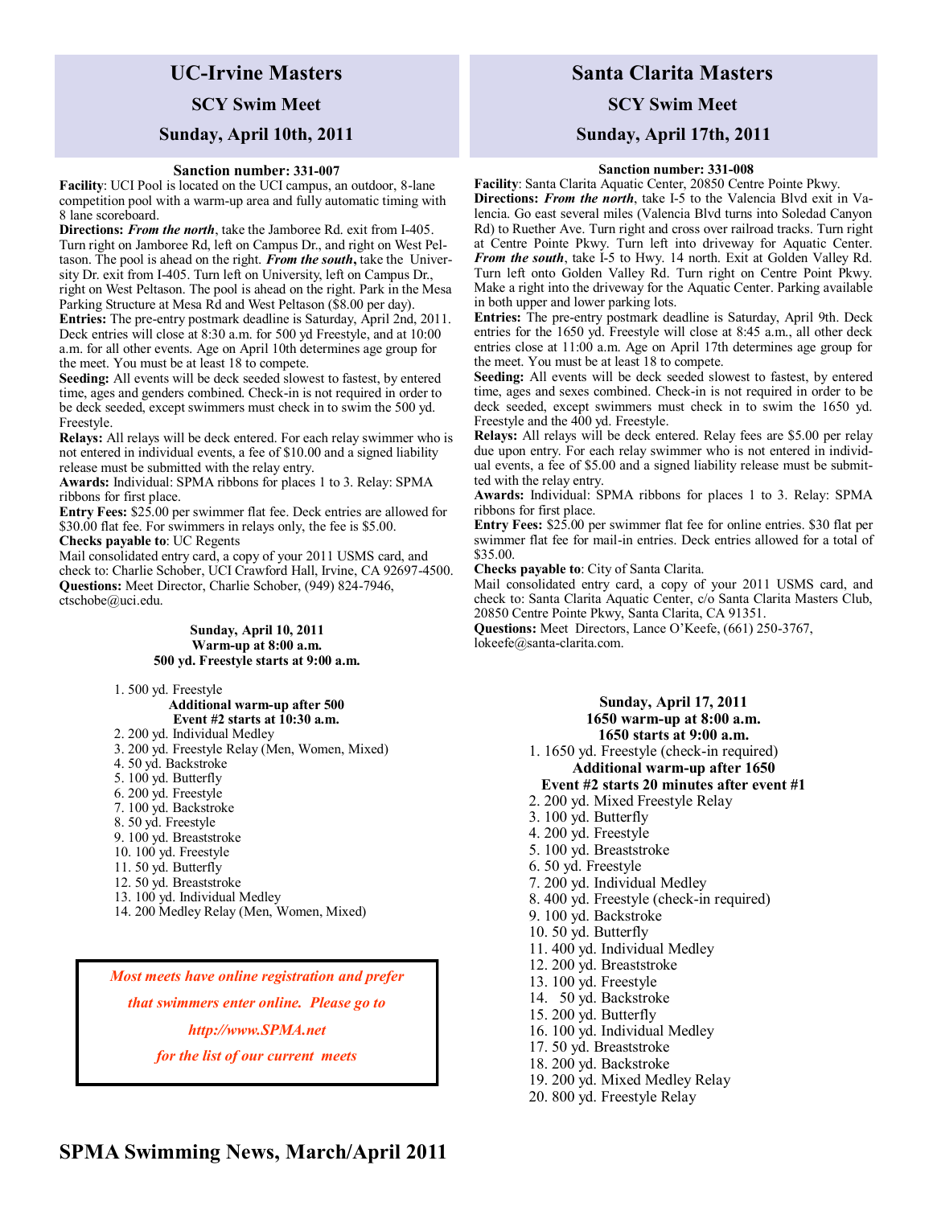# UC-Irvine Masters

## SCY Swim Meet

## Sunday, April 10th, 2011

**Sanction number: 331-007**

**Facility**: UCI Pool is located on the UCI campus, an outdoor, 8-lane competition pool with a warm-up area and fully automatic timing with 8 lane scoreboard.

**Directions:** ***From the north***, take the Jamboree Rd. exit from I-405. Turn right on Jamboree Rd, left on Campus Dr., and right on West Peltason. The pool is ahead on the right. ***From the south***, take the University Dr. exit from I-405. Turn left on University, left on Campus Dr., right on West Peltason. The pool is ahead on the right. Park in the Mesa Parking Structure at Mesa Rd and West Peltason ($8.00 per day).

**Entries:** The pre-entry postmark deadline is Saturday, April 2nd, 2011. Deck entries will close at 8:30 a.m. for 500 yd Freestyle, and at 10:00 a.m. for all other events. Age on April 10th determines age group for the meet. You must be at least 18 to compete.

**Seeding:** All events will be deck seeded slowest to fastest, by entered time, ages and genders combined. Check-in is not required in order to be deck seeded, except swimmers must check in to swim the 500 yd. Freestyle.

**Relays:** All relays will be deck entered. For each relay swimmer who is not entered in individual events, a fee of $10.00 and a signed liability release must be submitted with the relay entry.

**Awards:** Individual: SPMA ribbons for places 1 to 3. Relay: SPMA ribbons for first place.

**Entry Fees:** $25.00 per swimmer flat fee. Deck entries are allowed for $30.00 flat fee. For swimmers in relays only, the fee is $5.00.

**Checks payable to**: UC Regents

Mail consolidated entry card, a copy of your 2011 USMS card, and check to: Charlie Schober, UCI Crawford Hall, Irvine, CA 92697-4500.

**Questions:** Meet Director, Charlie Schober, (949) 824-7946, ctschobe@uci.edu.

**Sunday, April 10, 2011**
**Warm-up at 8:00 a.m.**
**500 yd. Freestyle starts at 9:00 a.m.**

1. 500 yd. Freestyle

**Additional warm-up after 500**
**Event #2 starts at 10:30 a.m.**

2. 200 yd. Individual Medley
3. 200 yd. Freestyle Relay (Men, Women, Mixed)
4. 50 yd. Backstroke
5. 100 yd. Butterfly
6. 200 yd. Freestyle
7. 100 yd. Backstroke
8. 50 yd. Freestyle
9. 100 yd. Breaststroke
10. 100 yd. Freestyle
11. 50 yd. Butterfly
12. 50 yd. Breaststroke
13. 100 yd. Individual Medley
14. 200 Medley Relay (Men, Women, Mixed)

***Most meets have online registration and prefer that swimmers enter online. Please go to http://www.SPMA.net for the list of our current meets***

# Santa Clarita Masters

## SCY Swim Meet

## Sunday, April 17th, 2011

**Sanction number: 331-008**

**Facility**: Santa Clarita Aquatic Center, 20850 Centre Pointe Pkwy.

**Directions:** ***From the north***, take I-5 to the Valencia Blvd exit in Valencia. Go east several miles (Valencia Blvd turns into Soledad Canyon Rd) to Ruether Ave. Turn right and cross over railroad tracks. Turn right at Centre Pointe Pkwy. Turn left into driveway for Aquatic Center. ***From the south***, take I-5 to Hwy. 14 north. Exit at Golden Valley Rd. Turn left onto Golden Valley Rd. Turn right on Centre Point Pkwy. Make a right into the driveway for the Aquatic Center. Parking available in both upper and lower parking lots.

**Entries:** The pre-entry postmark deadline is Saturday, April 9th. Deck entries for the 1650 yd. Freestyle will close at 8:45 a.m., all other deck entries close at 11:00 a.m. Age on April 17th determines age group for the meet. You must be at least 18 to compete.

**Seeding:** All events will be deck seeded slowest to fastest, by entered time, ages and sexes combined. Check-in is not required in order to be deck seeded, except swimmers must check in to swim the 1650 yd. Freestyle and the 400 yd. Freestyle.

**Relays:** All relays will be deck entered. Relay fees are $5.00 per relay due upon entry. For each relay swimmer who is not entered in individual events, a fee of $5.00 and a signed liability release must be submitted with the relay entry.

**Awards:** Individual: SPMA ribbons for places 1 to 3. Relay: SPMA ribbons for first place.

**Entry Fees:** $25.00 per swimmer flat fee for online entries. $30 flat per swimmer flat fee for mail-in entries. Deck entries allowed for a total of $35.00.

**Checks payable to**: City of Santa Clarita.

Mail consolidated entry card, a copy of your 2011 USMS card, and check to: Santa Clarita Aquatic Center, c/o Santa Clarita Masters Club, 20850 Centre Pointe Pkwy, Santa Clarita, CA 91351.

**Questions:** Meet Directors, Lance O'Keefe, (661) 250-3767, lokeefe@santa-clarita.com.

**Sunday, April 17, 2011**
**1650 warm-up at 8:00 a.m.**
**1650 starts at 9:00 a.m.**

1. 1650 yd. Freestyle (check-in required)

**Additional warm-up after 1650**
**Event #2 starts 20 minutes after event #1**

2. 200 yd. Mixed Freestyle Relay
3. 100 yd. Butterfly
4. 200 yd. Freestyle
5. 100 yd. Breaststroke
6. 50 yd. Freestyle
7. 200 yd. Individual Medley
8. 400 yd. Freestyle (check-in required)
9. 100 yd. Backstroke
10. 50 yd. Butterfly
11. 400 yd. Individual Medley
12. 200 yd. Breaststroke
13. 100 yd. Freestyle
14. 50 yd. Backstroke
15. 200 yd. Butterfly
16. 100 yd. Individual Medley
17. 50 yd. Breaststroke
18. 200 yd. Backstroke
19. 200 yd. Mixed Medley Relay
20. 800 yd. Freestyle Relay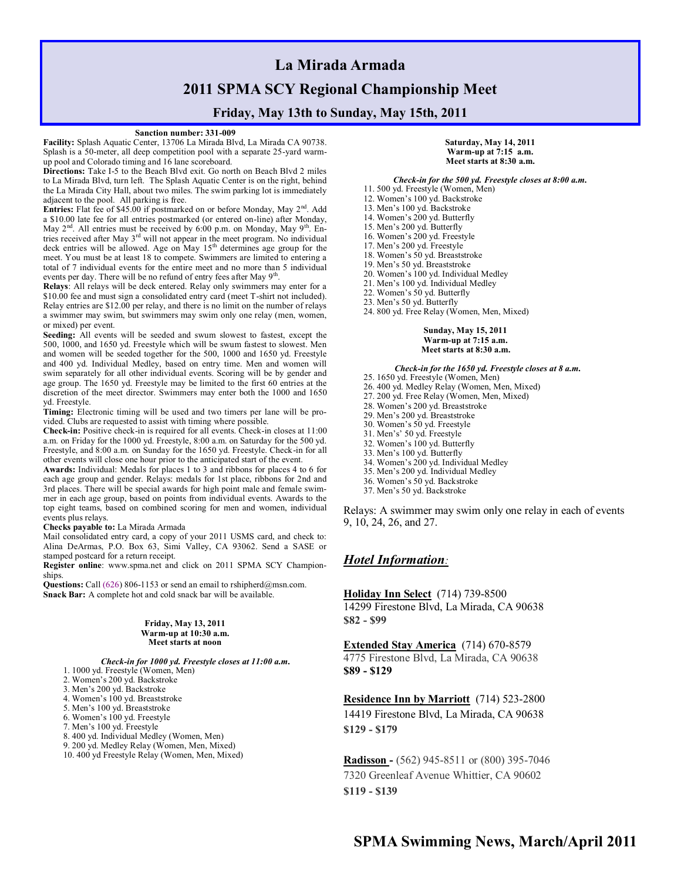# La Mirada Armada

## 2011 SPMA SCY Regional Championship Meet

### Friday, May 13th to Sunday, May 15th, 2011

**Sanction number: 331-009**

**Facility:** Splash Aquatic Center, 13706 La Mirada Blvd, La Mirada CA 90738. Splash is a 50-meter, all deep competition pool with a separate 25-yard warm-up pool and Colorado timing and 16 lane scoreboard.

**Directions:** Take I-5 to the Beach Blvd exit. Go north on Beach Blvd 2 miles to La Mirada Blvd, turn left. The Splash Aquatic Center is on the right, behind the La Mirada City Hall, about two miles. The swim parking lot is immediately adjacent to the pool. All parking is free.

**Entries:** Flat fee of $45.00 if postmarked on or before Monday, May 2nd. Add a $10.00 late fee for all entries postmarked (or entered on-line) after Monday, May 2nd. All entries must be received by 6:00 p.m. on Monday, May 9th. Entries received after May 3rd will not appear in the meet program. No individual deck entries will be allowed. Age on May 15th determines age group for the meet. You must be at least 18 to compete. Swimmers are limited to entering a total of 7 individual events for the entire meet and no more than 5 individual events per day. There will be no refund of entry fees after May 9th.

**Relays**: All relays will be deck entered. Relay only swimmers may enter for a $10.00 fee and must sign a consolidated entry card (meet T-shirt not included). Relay entries are $12.00 per relay, and there is no limit on the number of relays a swimmer may swim, but swimmers may swim only one relay (men, women, or mixed) per event.

**Seeding:** All events will be seeded and swum slowest to fastest, except the 500, 1000, and 1650 yd. Freestyle which will be swum fastest to slowest. Men and women will be seeded together for the 500, 1000 and 1650 yd. Freestyle and 400 yd. Individual Medley, based on entry time. Men and women will swim separately for all other individual events. Scoring will be by gender and age group. The 1650 yd. Freestyle may be limited to the first 60 entries at the discretion of the meet director. Swimmers may enter both the 1000 and 1650 yd. Freestyle.

**Timing:** Electronic timing will be used and two timers per lane will be provided. Clubs are requested to assist with timing where possible.

**Check-in:** Positive check-in is required for all events. Check-in closes at 11:00 a.m. on Friday for the 1000 yd. Freestyle, 8:00 a.m. on Saturday for the 500 yd. Freestyle, and 8:00 a.m. on Sunday for the 1650 yd. Freestyle. Check-in for all other events will close one hour prior to the anticipated start of the event.

**Awards:** Individual: Medals for places 1 to 3 and ribbons for places 4 to 6 for each age group and gender. Relays: medals for 1st place, ribbons for 2nd and 3rd places. There will be special awards for high point male and female swimmer in each age group, based on points from individual events. Awards to the top eight teams, based on combined scoring for men and women, individual events plus relays.

**Checks payable to:** La Mirada Armada

Mail consolidated entry card, a copy of your 2011 USMS card, and check to: Alina DeArmas, P.O. Box 63, Simi Valley, CA 93062. Send a SASE or stamped postcard for a return receipt.

**Register online**: www.spma.net and click on 2011 SPMA SCY Championships.

**Questions:** Call (626) 806-1153 or send an email to rshipherd@msn.com.

**Snack Bar:** A complete hot and cold snack bar will be available.

**Friday, May 13, 2011**
**Warm-up at 10:30 a.m.**
**Meet starts at noon**

***Check-in for 1000 yd. Freestyle closes at 11:00 a.m.***

1. 1000 yd. Freestyle (Women, Men)
2. Women's 200 yd. Backstroke
3. Men's 200 yd. Backstroke
4. Women's 100 yd. Breaststroke
5. Men's 100 yd. Breaststroke
6. Women's 100 yd. Freestyle
7. Men's 100 yd. Freestyle
8. 400 yd. Individual Medley (Women, Men)
9. 200 yd. Medley Relay (Women, Men, Mixed)
10. 400 yd Freestyle Relay (Women, Men, Mixed)

**Saturday, May 14, 2011**
**Warm-up at 7:15 a.m.**
**Meet starts at 8:30 a.m.**

***Check-in for the 500 yd. Freestyle closes at 8:00 a.m.***

11. 500 yd. Freestyle (Women, Men)
12. Women's 100 yd. Backstroke
13. Men's 100 yd. Backstroke
14. Women's 200 yd. Butterfly
15. Men's 200 yd. Butterfly
16. Women's 200 yd. Freestyle
17. Men's 200 yd. Freestyle
18. Women's 50 yd. Breaststroke
19. Men's 50 yd. Breaststroke
20. Women's 100 yd. Individual Medley
21. Men's 100 yd. Individual Medley
22. Women's 50 yd. Butterfly
23. Men's 50 yd. Butterfly
24. 800 yd. Free Relay (Women, Men, Mixed)

**Sunday, May 15, 2011**
**Warm-up at 7:15 a.m.**
**Meet starts at 8:30 a.m.**

***Check-in for the 1650 yd. Freestyle closes at 8 a.m.***

25. 1650 yd. Freestyle (Women, Men)
26. 400 yd. Medley Relay (Women, Men, Mixed)
27. 200 yd. Free Relay (Women, Men, Mixed)
28. Women's 200 yd. Breaststroke
29. Men's 200 yd. Breaststroke
30. Women's 50 yd. Freestyle
31. Men's' 50 yd. Freestyle
32. Women's 100 yd. Butterfly
33. Men's 100 yd. Butterfly
34. Women's 200 yd. Individual Medley
35. Men's 200 yd. Individual Medley
36. Women's 50 yd. Backstroke
37. Men's 50 yd. Backstroke

Relays: A swimmer may swim only one relay in each of events 9, 10, 24, 26, and 27.

## *Hotel Information:*

**Holiday Inn Select** (714) 739-8500
14299 Firestone Blvd, La Mirada, CA 90638
**$82 - $99**

**Extended Stay America** (714) 670-8579
4775 Firestone Blvd, La Mirada, CA 90638
**$89 - $129**

**Residence Inn by Marriott** (714) 523-2800
14419 Firestone Blvd, La Mirada, CA 90638
**$129 - $179**

**Radisson -** (562) 945-8511 or (800) 395-7046
7320 Greenleaf Avenue Whittier, CA 90602
**$119 - $139**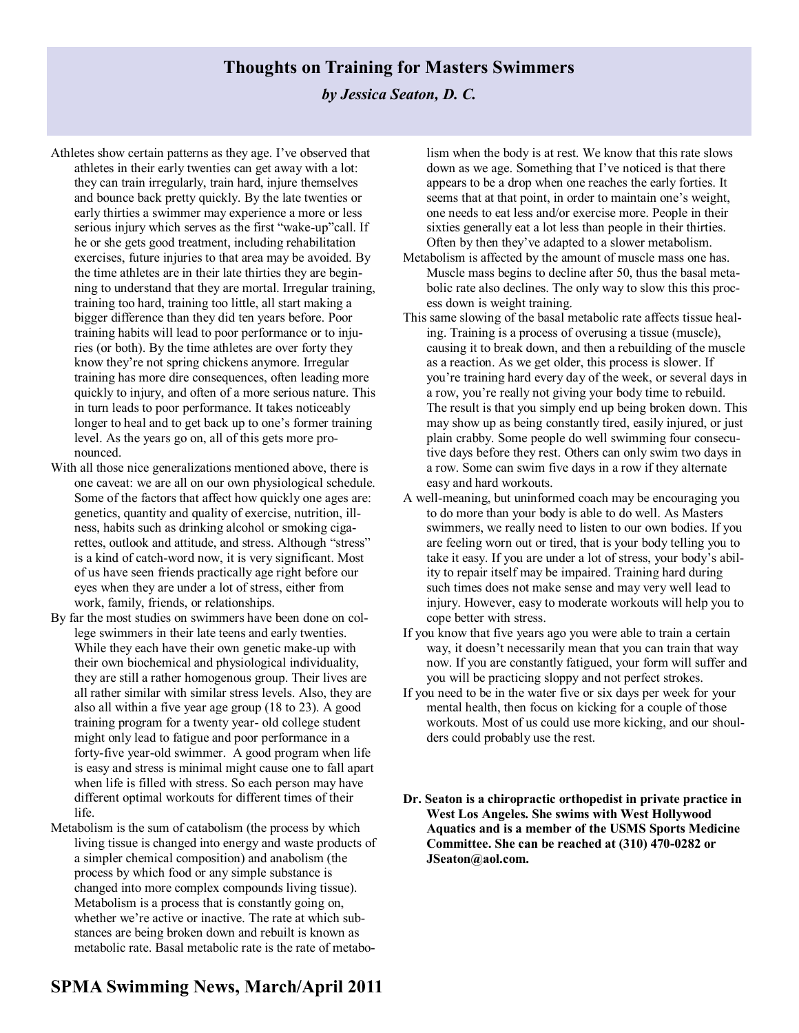# Thoughts on Training for Masters Swimmers

***by Jessica Seaton, D. C.***

Athletes show certain patterns as they age. I've observed that athletes in their early twenties can get away with a lot: they can train irregularly, train hard, injure themselves and bounce back pretty quickly. By the late twenties or early thirties a swimmer may experience a more or less serious injury which serves as the first "wake-up" call. If he or she gets good treatment, including rehabilitation exercises, future injuries to that area may be avoided. By the time athletes are in their late thirties they are beginning to understand that they are mortal. Irregular training, training too hard, training too little, all start making a bigger difference than they did ten years before. Poor training habits will lead to poor performance or to injuries (or both). By the time athletes are over forty they know they're not spring chickens anymore. Irregular training has more dire consequences, often leading more quickly to injury, and often of a more serious nature. This in turn leads to poor performance. It takes noticeably longer to heal and to get back up to one's former training level. As the years go on, all of this gets more pronounced.

With all those nice generalizations mentioned above, there is one caveat: we are all on our own physiological schedule. Some of the factors that affect how quickly one ages are: genetics, quantity and quality of exercise, nutrition, illness, habits such as drinking alcohol or smoking cigarettes, outlook and attitude, and stress. Although "stress" is a kind of catch-word now, it is very significant. Most of us have seen friends practically age right before our eyes when they are under a lot of stress, either from work, family, friends, or relationships.

By far the most studies on swimmers have been done on college swimmers in their late teens and early twenties. While they each have their own genetic make-up with their own biochemical and physiological individuality, they are still a rather homogenous group. Their lives are all rather similar with similar stress levels. Also, they are also all within a five year age group (18 to 23). A good training program for a twenty year- old college student might only lead to fatigue and poor performance in a forty-five year-old swimmer. A good program when life is easy and stress is minimal might cause one to fall apart when life is filled with stress. So each person may have different optimal workouts for different times of their life.

Metabolism is the sum of catabolism (the process by which living tissue is changed into energy and waste products of a simpler chemical composition) and anabolism (the process by which food or any simple substance is changed into more complex compounds living tissue). Metabolism is a process that is constantly going on, whether we're active or inactive. The rate at which substances are being broken down and rebuilt is known as metabolic rate. Basal metabolic rate is the rate of metabolism when the body is at rest. We know that this rate slows down as we age. Something that I've noticed is that there appears to be a drop when one reaches the early forties. It seems that at that point, in order to maintain one's weight, one needs to eat less and/or exercise more. People in their sixties generally eat a lot less than people in their thirties. Often by then they've adapted to a slower metabolism.

Metabolism is affected by the amount of muscle mass one has. Muscle mass begins to decline after 50, thus the basal metabolic rate also declines. The only way to slow this this process down is weight training.

This same slowing of the basal metabolic rate affects tissue healing. Training is a process of overusing a tissue (muscle), causing it to break down, and then a rebuilding of the muscle as a reaction. As we get older, this process is slower. If you're training hard every day of the week, or several days in a row, you're really not giving your body time to rebuild. The result is that you simply end up being broken down. This may show up as being constantly tired, easily injured, or just plain crabby. Some people do well swimming four consecutive days before they rest. Others can only swim two days in a row. Some can swim five days in a row if they alternate easy and hard workouts.

A well-meaning, but uninformed coach may be encouraging you to do more than your body is able to do well. As Masters swimmers, we really need to listen to our own bodies. If you are feeling worn out or tired, that is your body telling you to take it easy. If you are under a lot of stress, your body's ability to repair itself may be impaired. Training hard during such times does not make sense and may very well lead to injury. However, easy to moderate workouts will help you to cope better with stress.

If you know that five years ago you were able to train a certain way, it doesn't necessarily mean that you can train that way now. If you are constantly fatigued, your form will suffer and you will be practicing sloppy and not perfect strokes.

If you need to be in the water five or six days per week for your mental health, then focus on kicking for a couple of those workouts. Most of us could use more kicking, and our shoulders could probably use the rest.

**Dr. Seaton is a chiropractic orthopedist in private practice in West Los Angeles. She swims with West Hollywood Aquatics and is a member of the USMS Sports Medicine Committee. She can be reached at (310) 470-0282 or JSeaton@aol.com.**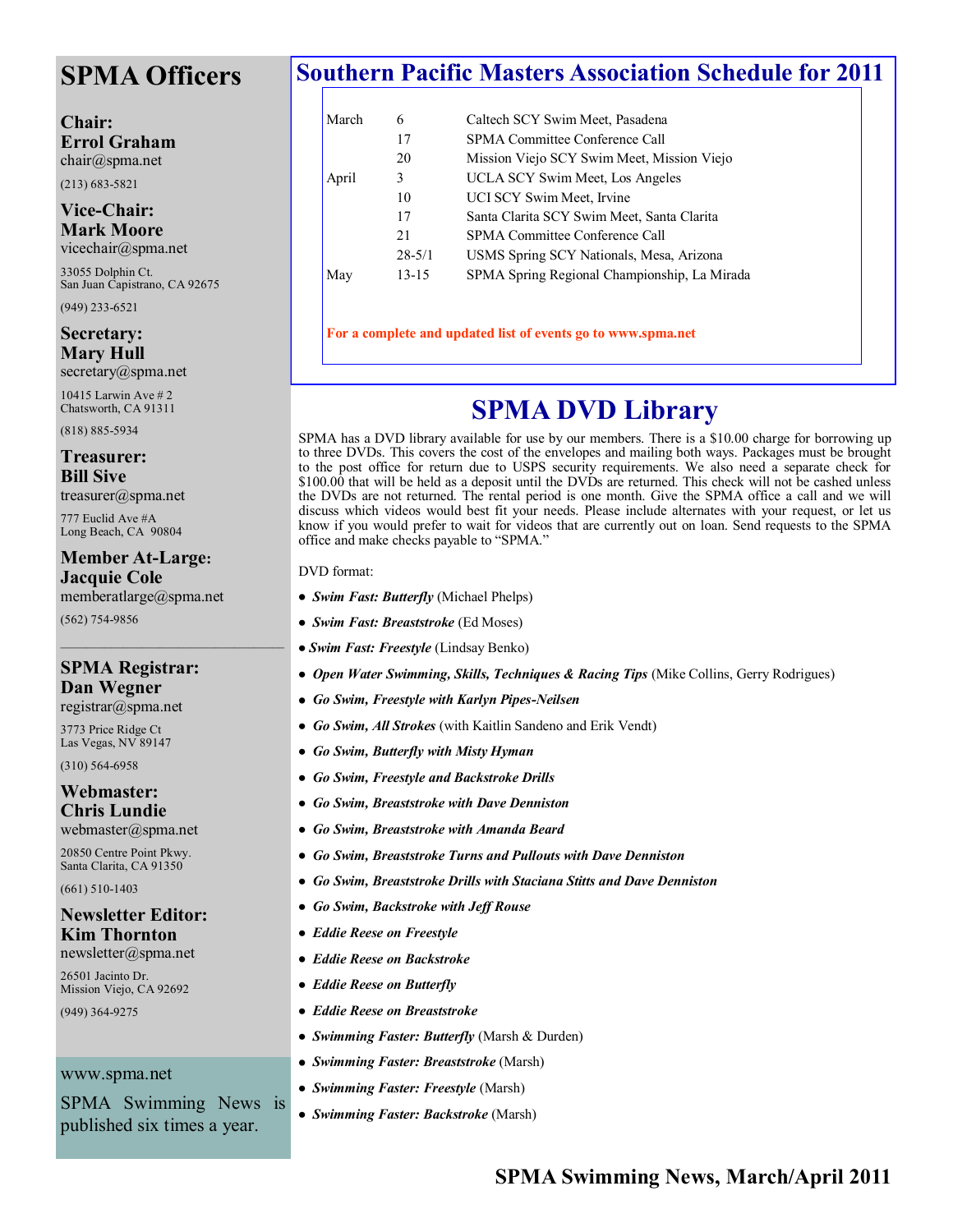# SPMA Officers

**Chair:**
**Errol Graham**
chair@spma.net
(213) 683-5821

**Vice-Chair:**
**Mark Moore**
vicechair@spma.net
33055 Dolphin Ct.
San Juan Capistrano, CA 92675
(949) 233-6521

**Secretary:**
**Mary Hull**
secretary@spma.net
10415 Larwin Ave # 2
Chatsworth, CA 91311
(818) 885-5934

**Treasurer:**
**Bill Sive**
treasurer@spma.net
777 Euclid Ave #A
Long Beach, CA 90804

**Member At-Large:**
**Jacquie Cole**
memberatlarge@spma.net
(562) 754-9856

---

**SPMA Registrar:**
**Dan Wegner**
registrar@spma.net
3773 Price Ridge Ct
Las Vegas, NV 89147
(310) 564-6958

**Webmaster:**
**Chris Lundie**
webmaster@spma.net
20850 Centre Point Pkwy.
Santa Clarita, CA 91350
(661) 510-1403

**Newsletter Editor:**
**Kim Thornton**
newsletter@spma.net
26501 Jacinto Dr.
Mission Viejo, CA 92692
(949) 364-9275

www.spma.net

SPMA Swimming News is published six times a year.

# Southern Pacific Masters Association Schedule for 2011

| | | |
|---|---|---|
| March | 6 | Caltech SCY Swim Meet, Pasadena |
| | 17 | SPMA Committee Conference Call |
| | 20 | Mission Viejo SCY Swim Meet, Mission Viejo |
| April | 3 | UCLA SCY Swim Meet, Los Angeles |
| | 10 | UCI SCY Swim Meet, Irvine |
| | 17 | Santa Clarita SCY Swim Meet, Santa Clarita |
| | 21 | SPMA Committee Conference Call |
| | 28-5/1 | USMS Spring SCY Nationals, Mesa, Arizona |
| May | 13-15 | SPMA Spring Regional Championship, La Mirada |

**For a complete and updated list of events go to www.spma.net**

# SPMA DVD Library

SPMA has a DVD library available for use by our members. There is a $10.00 charge for borrowing up to three DVDs. This covers the cost of the envelopes and mailing both ways. Packages must be brought to the post office for return due to USPS security requirements. We also need a separate check for $100.00 that will be held as a deposit until the DVDs are returned. This check will not be cashed unless the DVDs are not returned. The rental period is one month. Give the SPMA office a call and we will discuss which videos would best fit your needs. Please include alternates with your request, or let us know if you would prefer to wait for videos that are currently out on loan. Send requests to the SPMA office and make checks payable to "SPMA."

DVD format:

- ***Swim Fast: Butterfly*** (Michael Phelps)
- ***Swim Fast: Breaststroke*** (Ed Moses)
- ***Swim Fast: Freestyle*** (Lindsay Benko)
- ***Open Water Swimming, Skills, Techniques & Racing Tips*** (Mike Collins, Gerry Rodrigues)
- ***Go Swim, Freestyle with Karlyn Pipes-Neilsen***
- ***Go Swim, All Strokes*** (with Kaitlin Sandeno and Erik Vendt)
- ***Go Swim, Butterfly with Misty Hyman***
- ***Go Swim, Freestyle and Backstroke Drills***
- ***Go Swim, Breaststroke with Dave Denniston***
- ***Go Swim, Breaststroke with Amanda Beard***
- ***Go Swim, Breaststroke Turns and Pullouts with Dave Denniston***
- ***Go Swim, Breaststroke Drills with Staciana Stitts and Dave Denniston***
- ***Go Swim, Backstroke with Jeff Rouse***
- ***Eddie Reese on Freestyle***
- ***Eddie Reese on Backstroke***
- ***Eddie Reese on Butterfly***
- ***Eddie Reese on Breaststroke***
- ***Swimming Faster: Butterfly*** (Marsh & Durden)
- ***Swimming Faster: Breaststroke*** (Marsh)
- ***Swimming Faster: Freestyle*** (Marsh)
- ***Swimming Faster: Backstroke*** (Marsh)